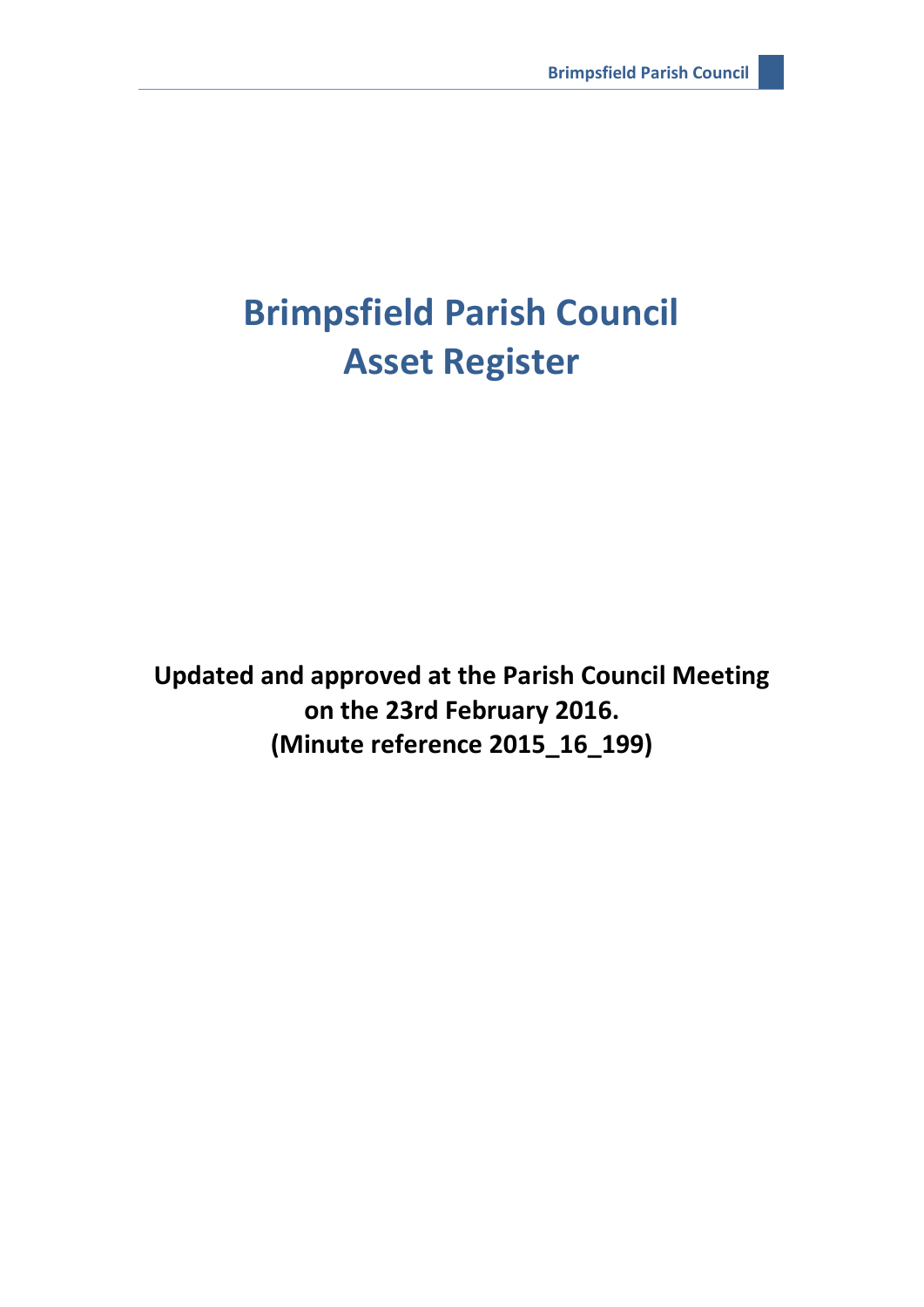# Brimpsfield Parish Council
# Asset Register

**Updated and approved at the Parish Council Meeting on the 23rd February 2016. (Minute reference 2015_16_199)**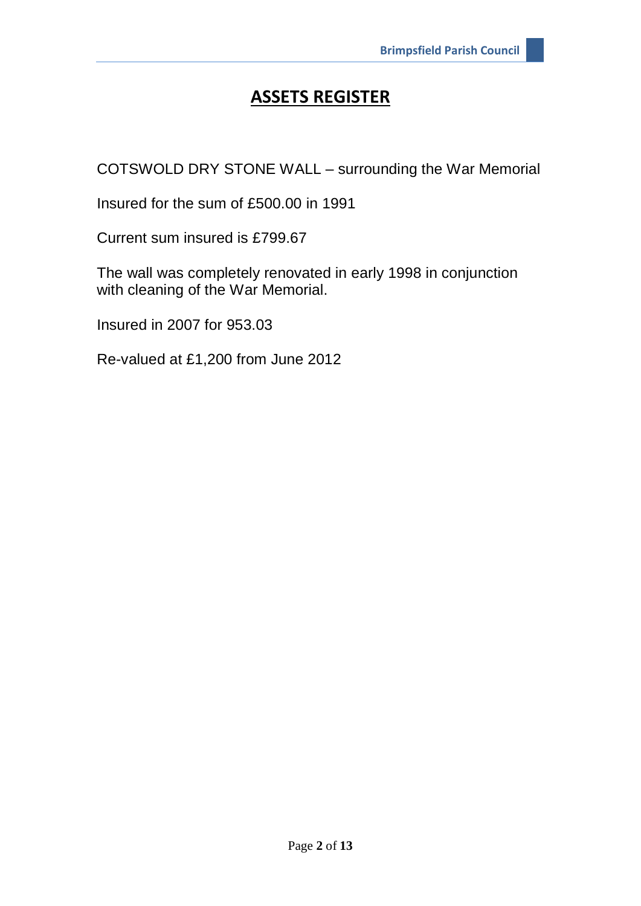# ASSETS REGISTER

COTSWOLD DRY STONE WALL – surrounding the War Memorial

Insured for the sum of £500.00 in 1991

Current sum insured is £799.67

The wall was completely renovated in early 1998 in conjunction with cleaning of the War Memorial.

Insured in 2007 for 953.03

Re-valued at £1,200 from June 2012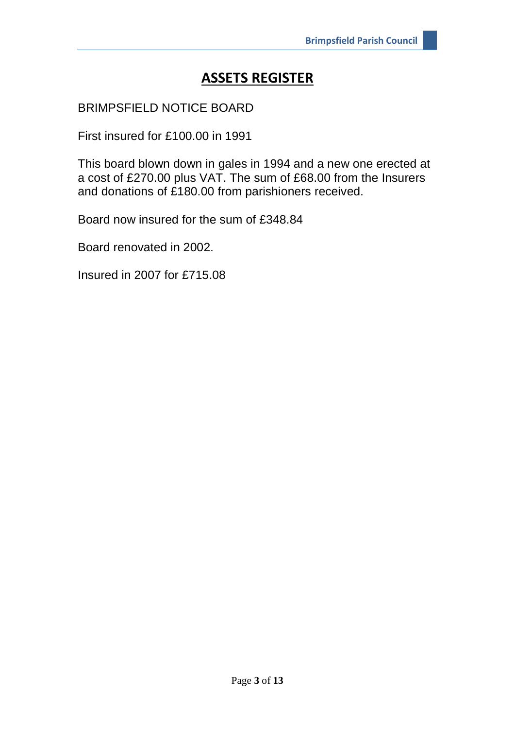# ASSETS REGISTER

BRIMPSFIELD NOTICE BOARD

First insured for £100.00 in 1991

This board blown down in gales in 1994 and a new one erected at a cost of £270.00 plus VAT. The sum of £68.00 from the Insurers and donations of £180.00 from parishioners received.

Board now insured for the sum of £348.84

Board renovated in 2002.

Insured in 2007 for £715.08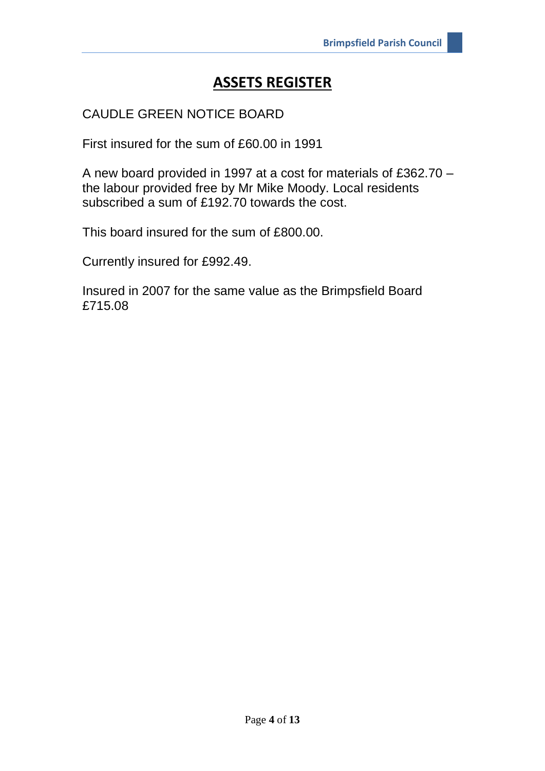# ASSETS REGISTER

CAUDLE GREEN NOTICE BOARD

First insured for the sum of £60.00 in 1991

A new board provided in 1997 at a cost for materials of £362.70 – the labour provided free by Mr Mike Moody. Local residents subscribed a sum of £192.70 towards the cost.

This board insured for the sum of £800.00.

Currently insured for £992.49.

Insured in 2007 for the same value as the Brimpsfield Board £715.08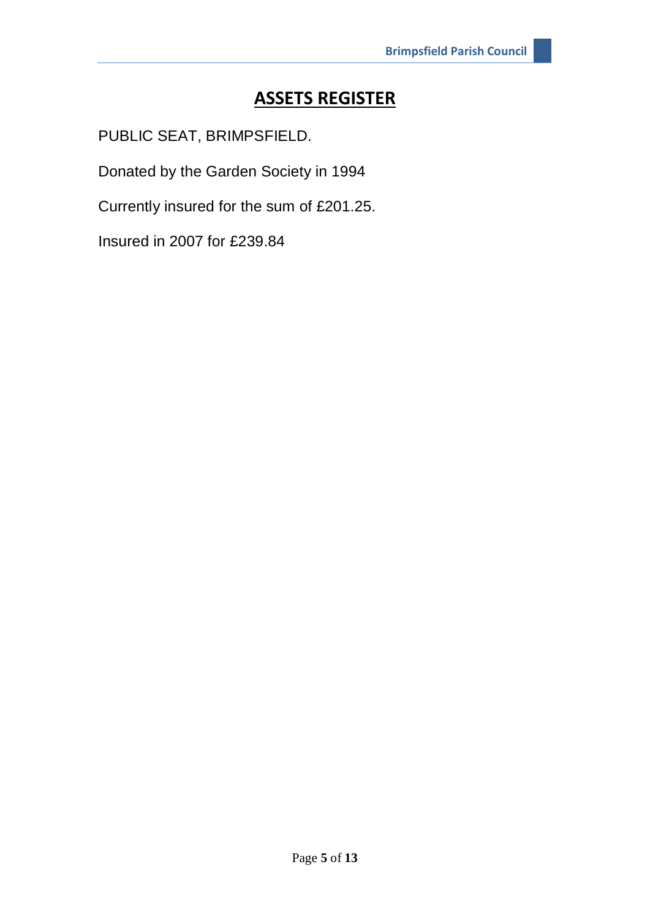# ASSETS REGISTER

PUBLIC SEAT, BRIMPSFIELD.

Donated by the Garden Society in 1994

Currently insured for the sum of £201.25.

Insured in 2007 for £239.84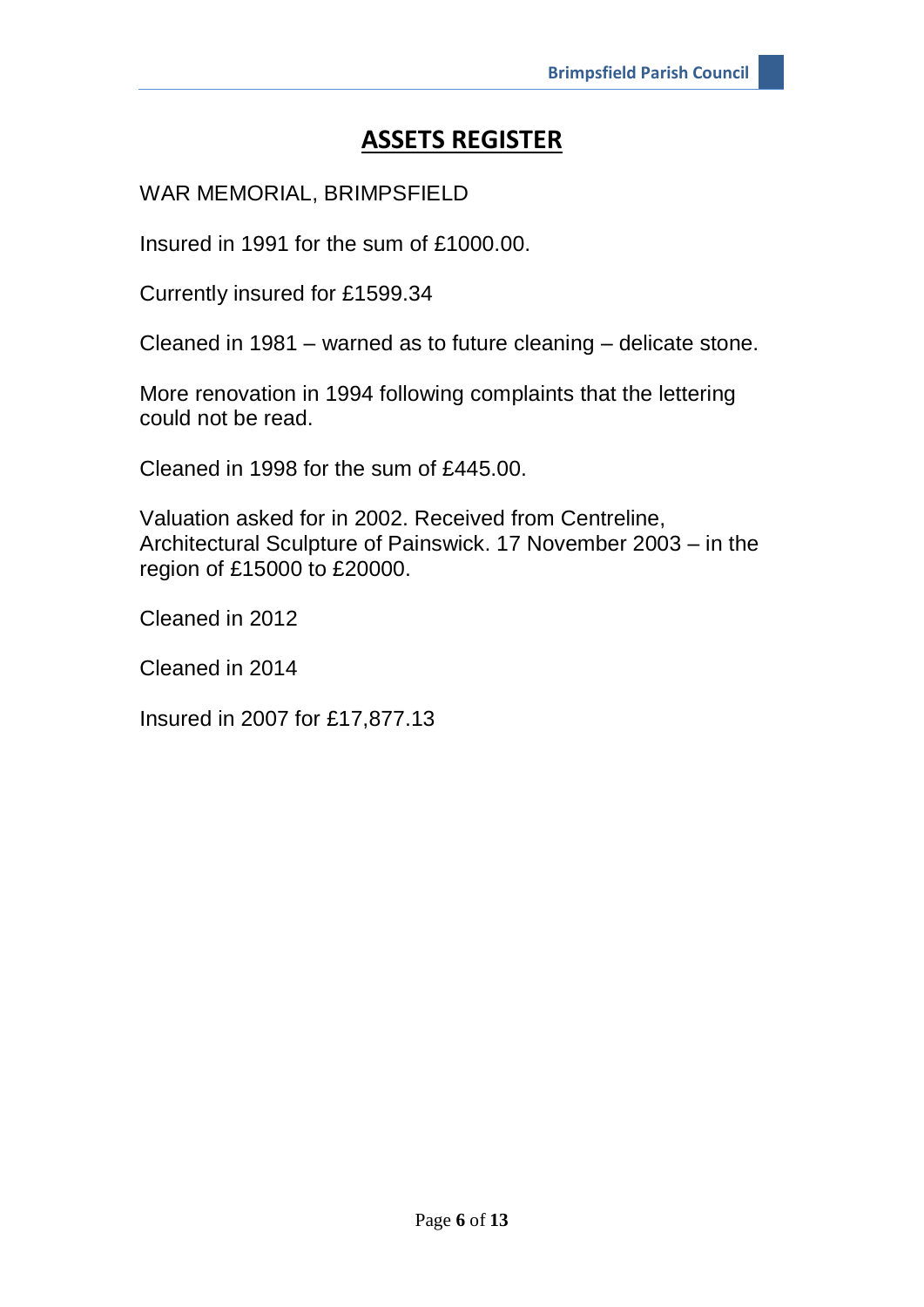# ASSETS REGISTER

WAR MEMORIAL, BRIMPSFIELD

Insured in 1991 for the sum of £1000.00.

Currently insured for £1599.34

Cleaned in 1981 – warned as to future cleaning – delicate stone.

More renovation in 1994 following complaints that the lettering could not be read.

Cleaned in 1998 for the sum of £445.00.

Valuation asked for in 2002. Received from Centreline, Architectural Sculpture of Painswick. 17 November 2003 – in the region of £15000 to £20000.

Cleaned in 2012

Cleaned in 2014

Insured in 2007 for £17,877.13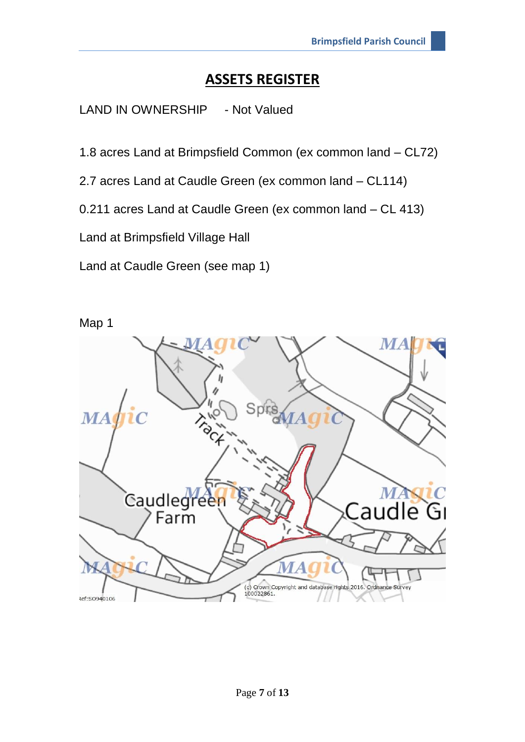# ASSETS REGISTER

LAND IN OWNERSHIP - Not Valued

1.8 acres Land at Brimpsfield Common (ex common land – CL72)

2.7 acres Land at Caudle Green (ex common land – CL114)

0.211 acres Land at Caudle Green (ex common land – CL 413)

Land at Brimpsfield Village Hall

Land at Caudle Green (see map 1)

Map 1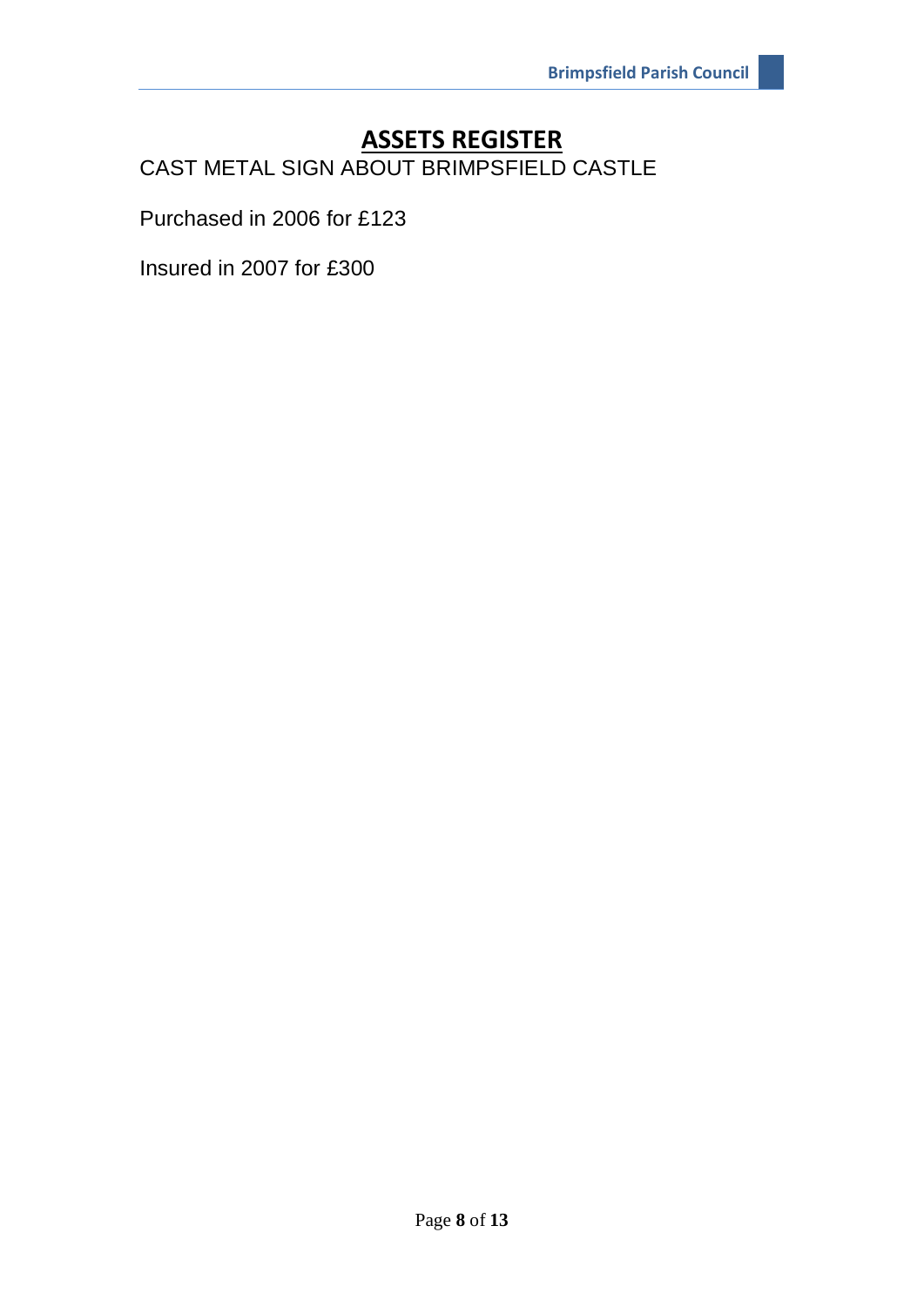# ASSETS REGISTER

CAST METAL SIGN ABOUT BRIMPSFIELD CASTLE

Purchased in 2006 for £123

Insured in 2007 for £300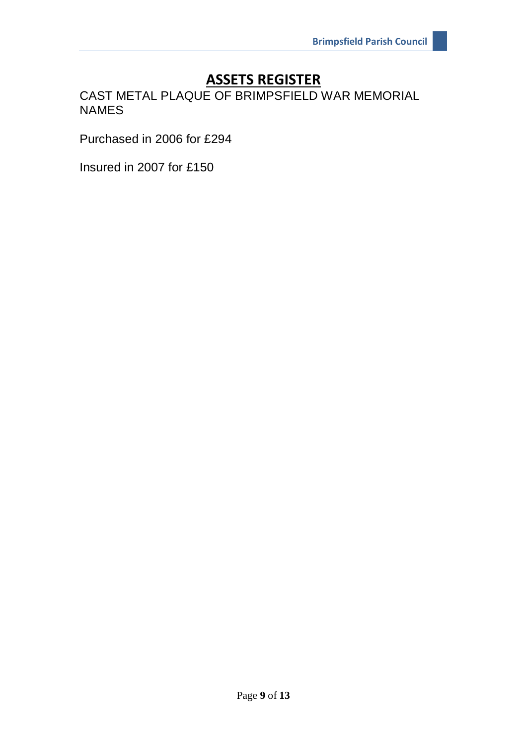# ASSETS REGISTER

CAST METAL PLAQUE OF BRIMPSFIELD WAR MEMORIAL NAMES

Purchased in 2006 for £294

Insured in 2007 for £150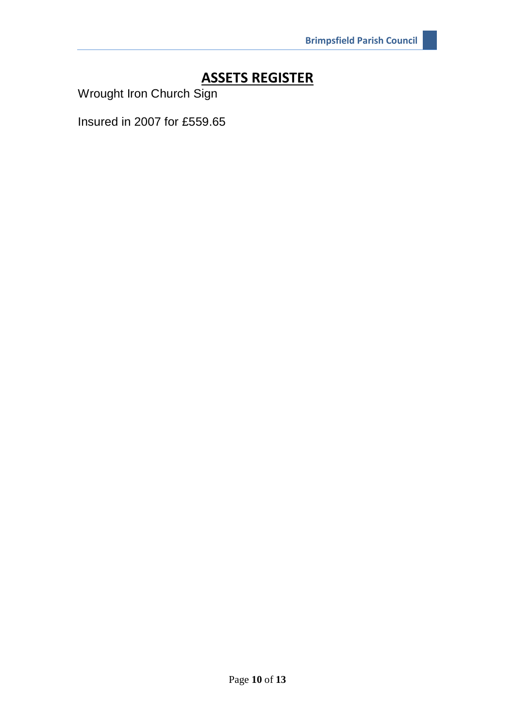# ASSETS REGISTER

Wrought Iron Church Sign

Insured in 2007 for £559.65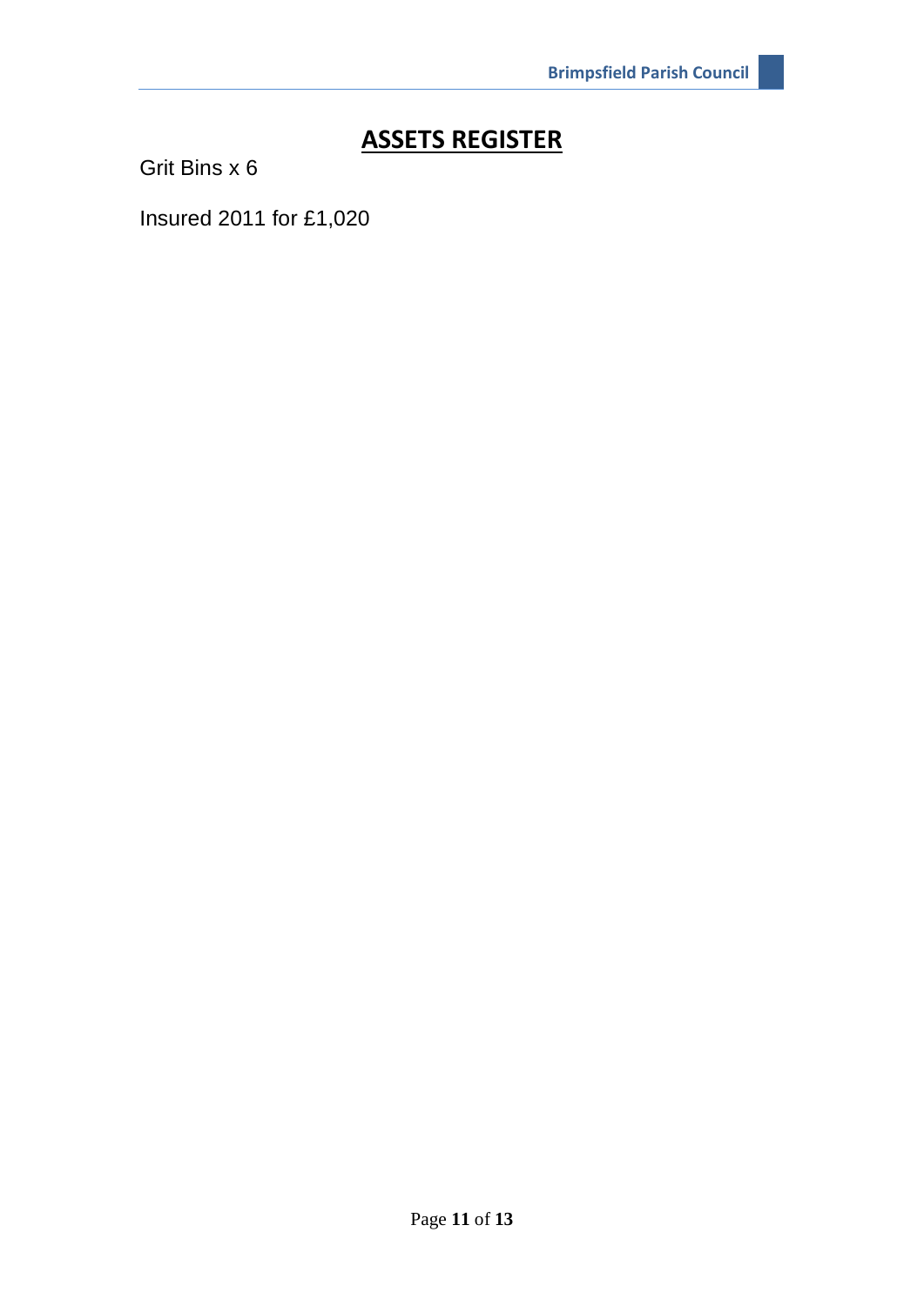## ASSETS REGISTER

Grit Bins x 6

Insured 2011 for £1,020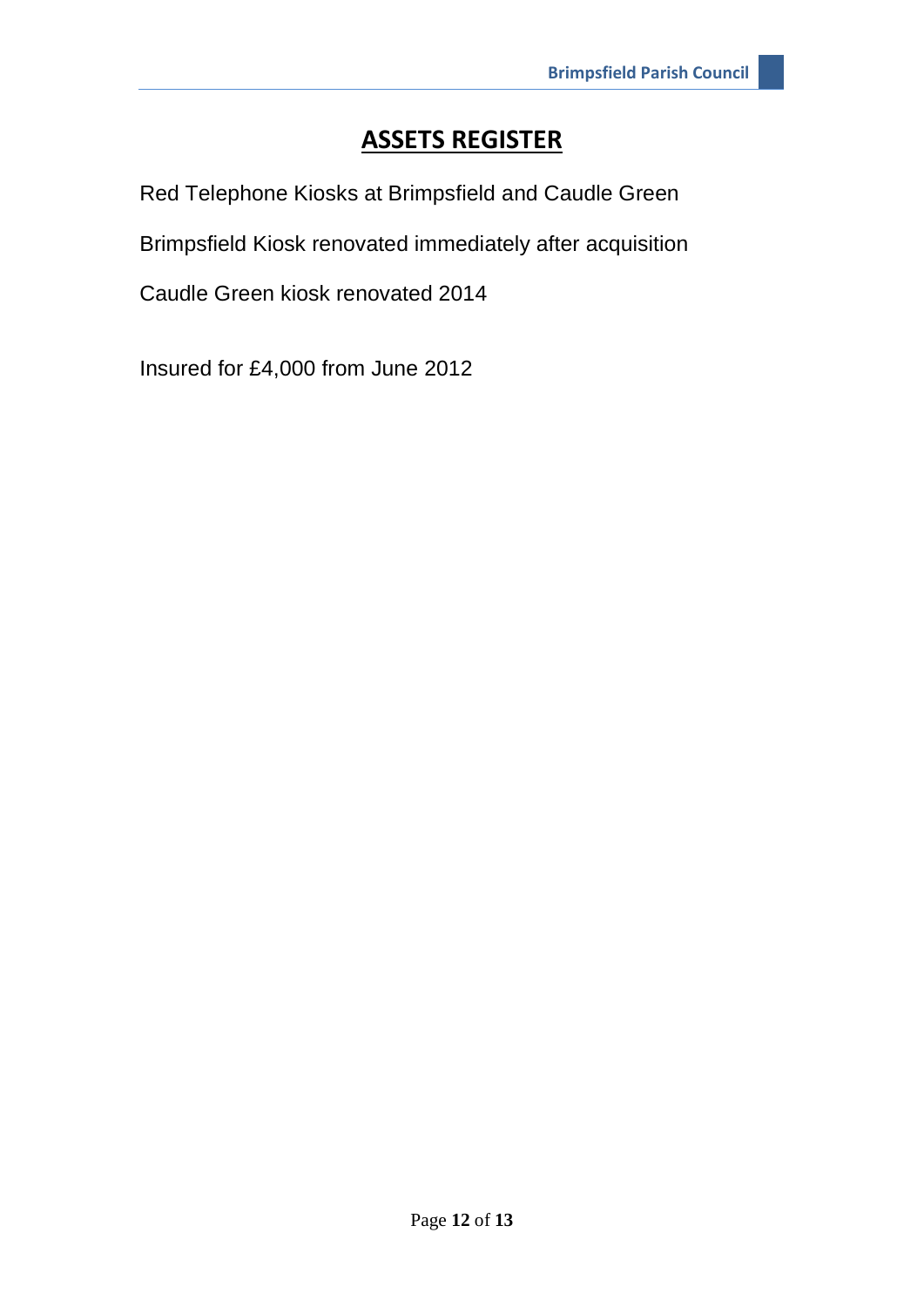# ASSETS REGISTER

Red Telephone Kiosks at Brimpsfield and Caudle Green

Brimpsfield Kiosk renovated immediately after acquisition

Caudle Green kiosk renovated 2014

Insured for £4,000 from June 2012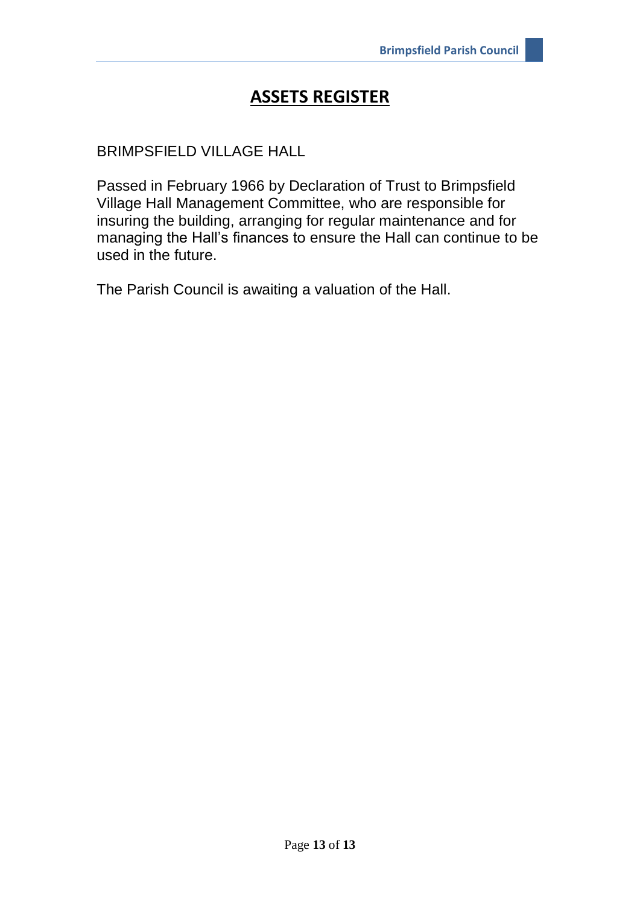# ASSETS REGISTER

BRIMPSFIELD VILLAGE HALL

Passed in February 1966 by Declaration of Trust to Brimpsfield Village Hall Management Committee, who are responsible for insuring the building, arranging for regular maintenance and for managing the Hall's finances to ensure the Hall can continue to be used in the future.

The Parish Council is awaiting a valuation of the Hall.